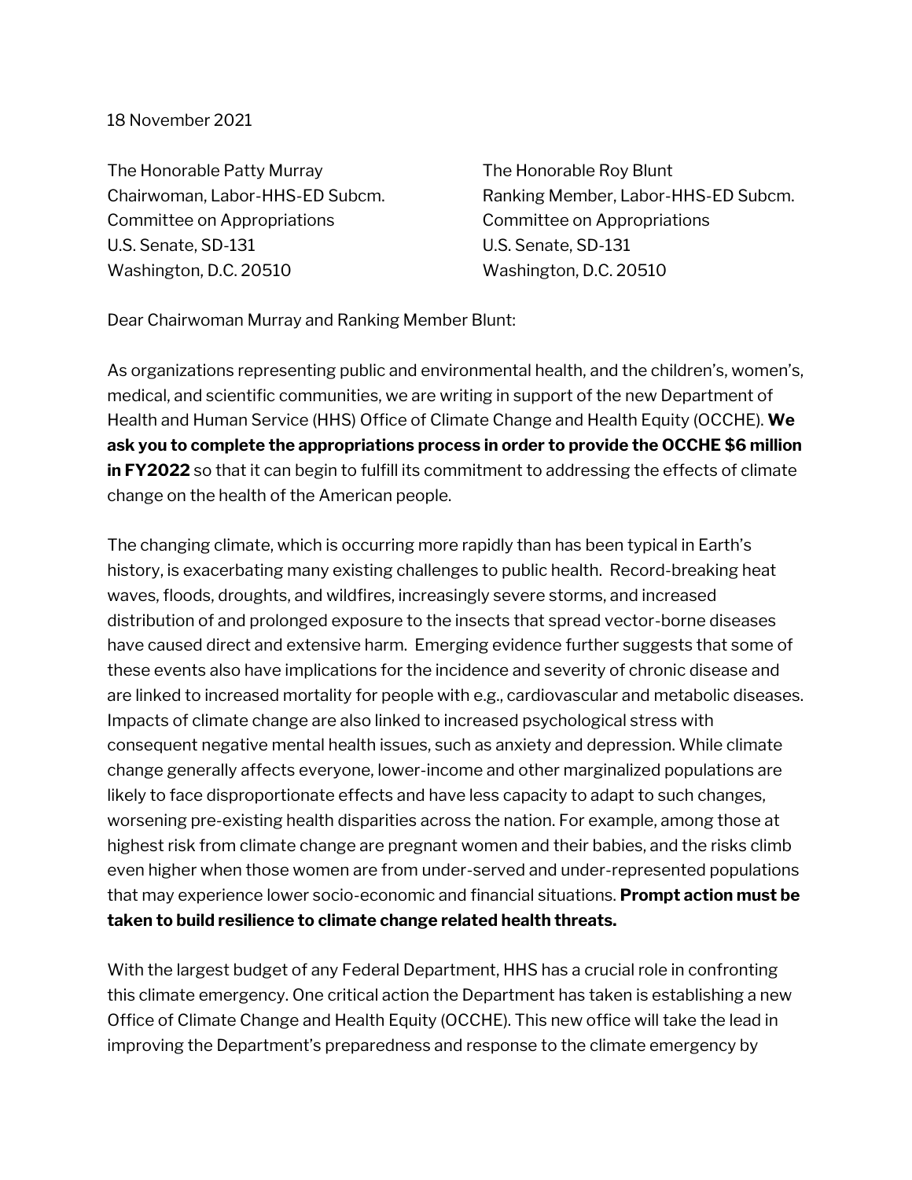18 November 2021

The Honorable Patty Murray
Chairwoman, Labor-HHS-ED Subcm.
Committee on Appropriations
U.S. Senate, SD-131
Washington, D.C. 20510

The Honorable Roy Blunt
Ranking Member, Labor-HHS-ED Subcm.
Committee on Appropriations
U.S. Senate, SD-131
Washington, D.C. 20510

Dear Chairwoman Murray and Ranking Member Blunt:

As organizations representing public and environmental health, and the children's, women's, medical, and scientific communities, we are writing in support of the new Department of Health and Human Service (HHS) Office of Climate Change and Health Equity (OCCHE). **We ask you to complete the appropriations process in order to provide the OCCHE $6 million in FY2022** so that it can begin to fulfill its commitment to addressing the effects of climate change on the health of the American people.

The changing climate, which is occurring more rapidly than has been typical in Earth's history, is exacerbating many existing challenges to public health. Record-breaking heat waves, floods, droughts, and wildfires, increasingly severe storms, and increased distribution of and prolonged exposure to the insects that spread vector-borne diseases have caused direct and extensive harm. Emerging evidence further suggests that some of these events also have implications for the incidence and severity of chronic disease and are linked to increased mortality for people with e.g., cardiovascular and metabolic diseases. Impacts of climate change are also linked to increased psychological stress with consequent negative mental health issues, such as anxiety and depression. While climate change generally affects everyone, lower-income and other marginalized populations are likely to face disproportionate effects and have less capacity to adapt to such changes, worsening pre-existing health disparities across the nation. For example, among those at highest risk from climate change are pregnant women and their babies, and the risks climb even higher when those women are from under-served and under-represented populations that may experience lower socio-economic and financial situations. **Prompt action must be taken to build resilience to climate change related health threats.**

With the largest budget of any Federal Department, HHS has a crucial role in confronting this climate emergency. One critical action the Department has taken is establishing a new Office of Climate Change and Health Equity (OCCHE). This new office will take the lead in improving the Department's preparedness and response to the climate emergency by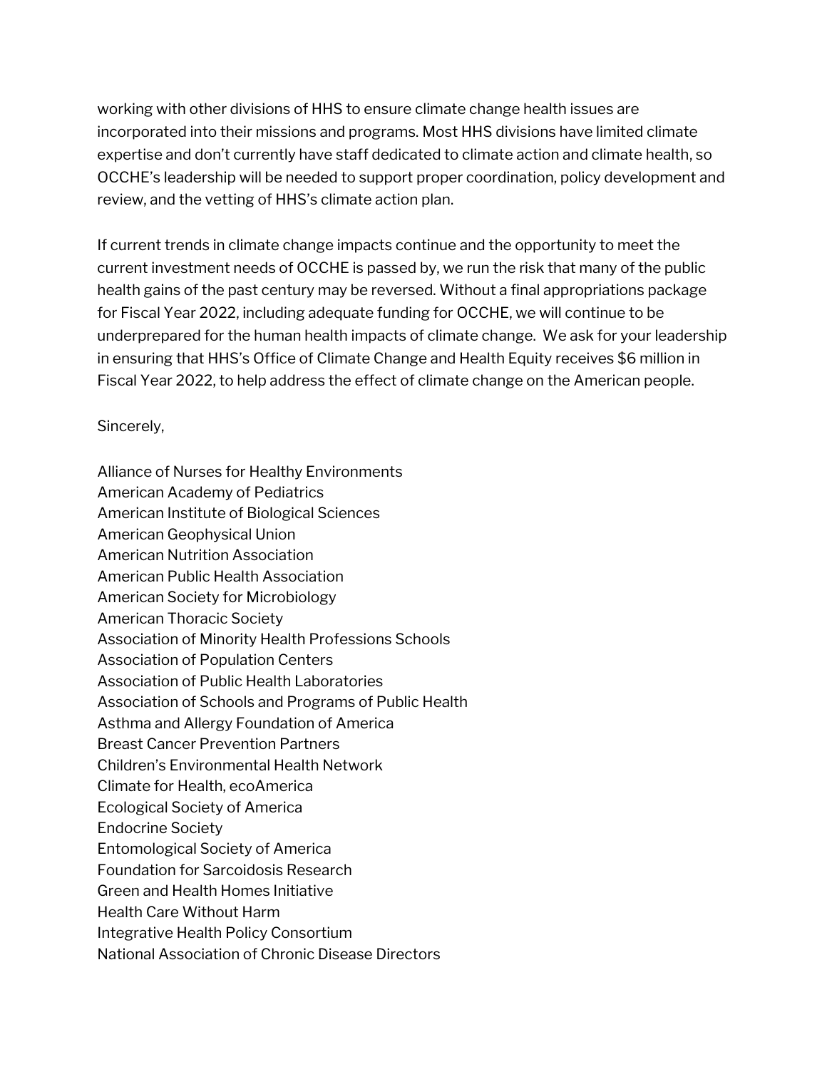working with other divisions of HHS to ensure climate change health issues are incorporated into their missions and programs. Most HHS divisions have limited climate expertise and don't currently have staff dedicated to climate action and climate health, so OCCHE's leadership will be needed to support proper coordination, policy development and review, and the vetting of HHS's climate action plan.

If current trends in climate change impacts continue and the opportunity to meet the current investment needs of OCCHE is passed by, we run the risk that many of the public health gains of the past century may be reversed. Without a final appropriations package for Fiscal Year 2022, including adequate funding for OCCHE, we will continue to be underprepared for the human health impacts of climate change. We ask for your leadership in ensuring that HHS's Office of Climate Change and Health Equity receives $6 million in Fiscal Year 2022, to help address the effect of climate change on the American people.

Sincerely,

Alliance of Nurses for Healthy Environments
American Academy of Pediatrics
American Institute of Biological Sciences
American Geophysical Union
American Nutrition Association
American Public Health Association
American Society for Microbiology
American Thoracic Society
Association of Minority Health Professions Schools
Association of Population Centers
Association of Public Health Laboratories
Association of Schools and Programs of Public Health
Asthma and Allergy Foundation of America
Breast Cancer Prevention Partners
Children's Environmental Health Network
Climate for Health, ecoAmerica
Ecological Society of America
Endocrine Society
Entomological Society of America
Foundation for Sarcoidosis Research
Green and Health Homes Initiative
Health Care Without Harm
Integrative Health Policy Consortium
National Association of Chronic Disease Directors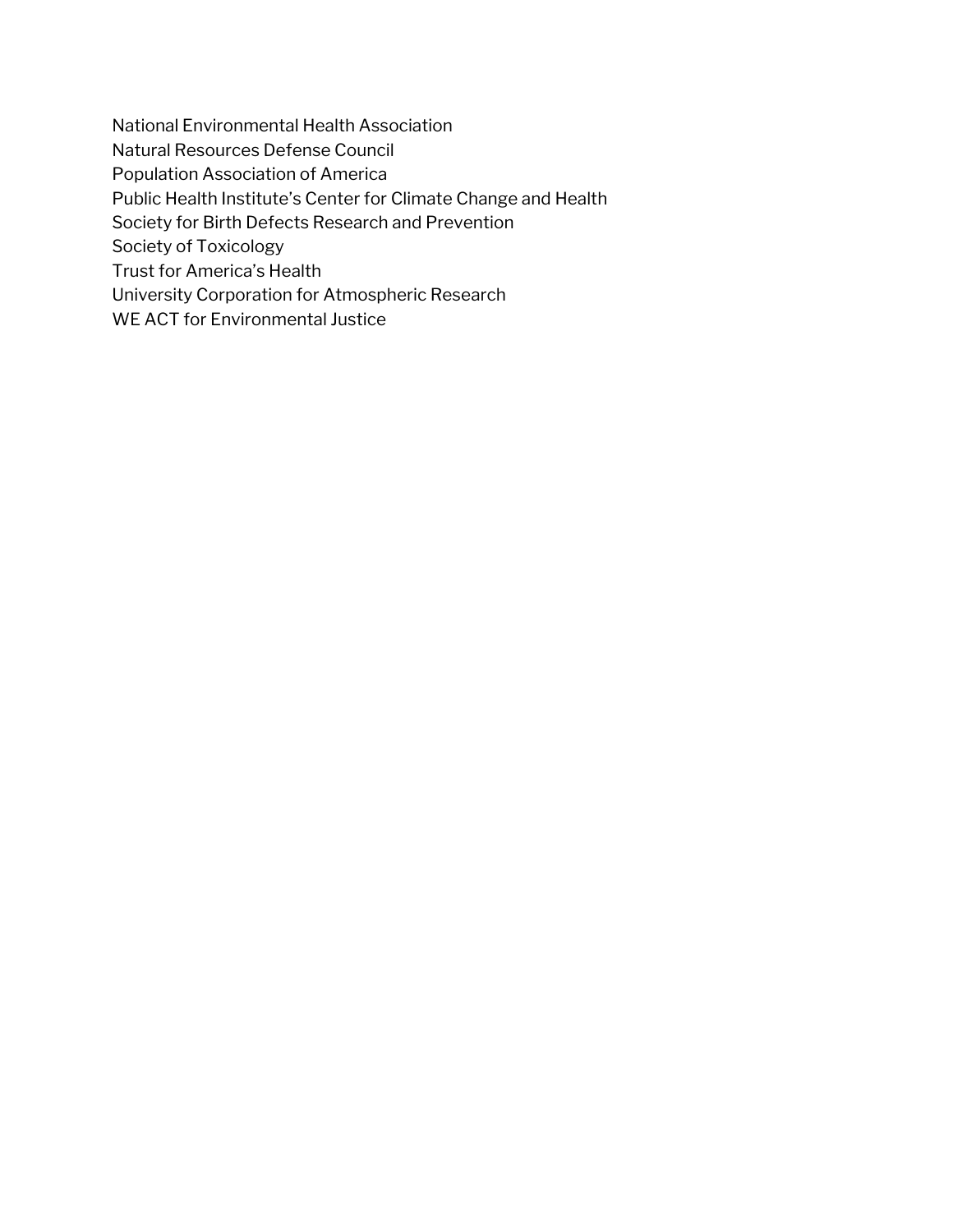National Environmental Health Association
Natural Resources Defense Council
Population Association of America
Public Health Institute's Center for Climate Change and Health
Society for Birth Defects Research and Prevention
Society of Toxicology
Trust for America's Health
University Corporation for Atmospheric Research
WE ACT for Environmental Justice